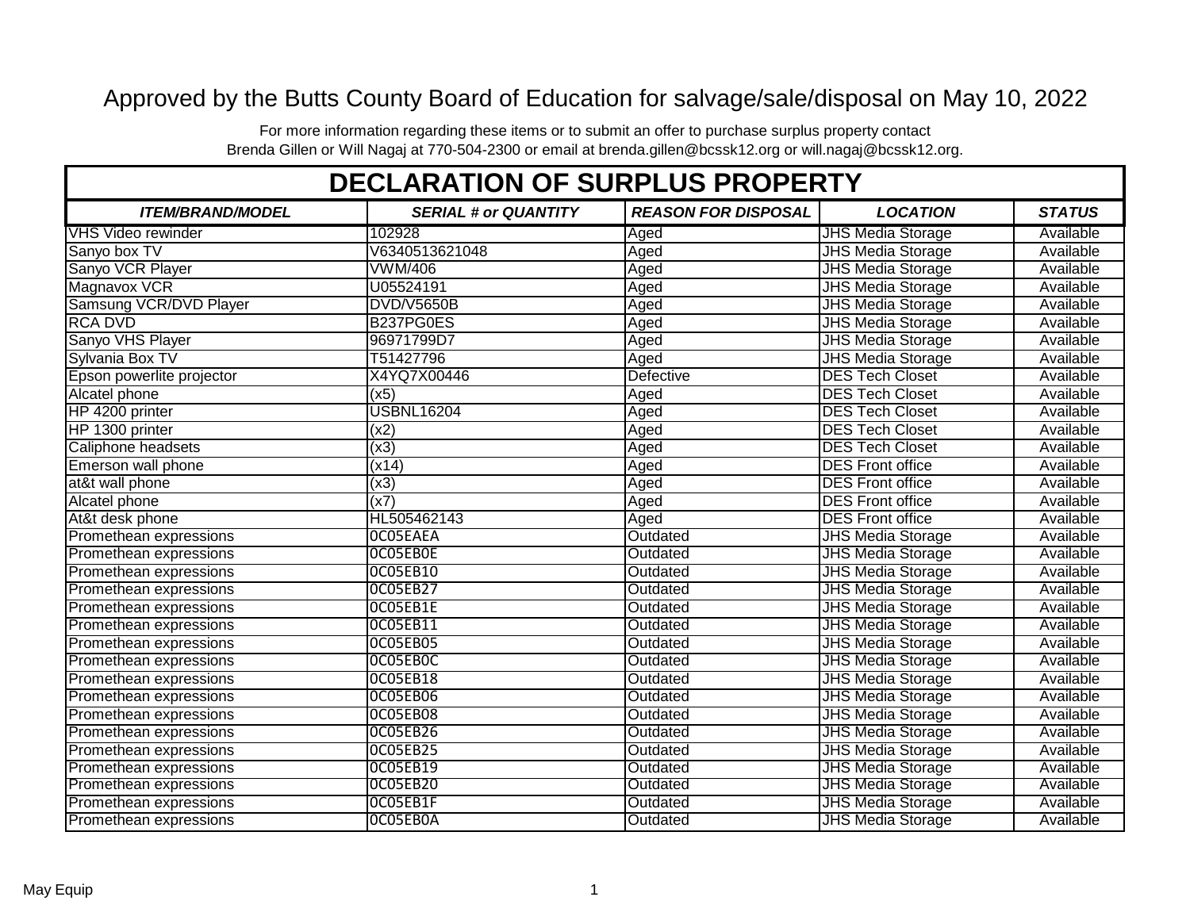# Approved by the Butts County Board of Education for salvage/sale/disposal on May 10, 2022

For more information regarding these items or to submit an offer to purchase surplus property contact
Brenda Gillen or Will Nagaj at 770-504-2300 or email at brenda.gillen@bcssk12.org or will.nagaj@bcssk12.org.

## DECLARATION OF SURPLUS PROPERTY

| ITEM/BRAND/MODEL | SERIAL # or QUANTITY | REASON FOR DISPOSAL | LOCATION | STATUS |
|---|---|---|---|---|
| VHS Video rewinder | 102928 | Aged | JHS Media Storage | Available |
| Sanyo box TV | V6340513621048 | Aged | JHS Media Storage | Available |
| Sanyo VCR Player | VWM/406 | Aged | JHS Media Storage | Available |
| Magnavox VCR | U05524191 | Aged | JHS Media Storage | Available |
| Samsung VCR/DVD Player | DVD/V5650B | Aged | JHS Media Storage | Available |
| RCA DVD | B237PG0ES | Aged | JHS Media Storage | Available |
| Sanyo VHS Player | 96971799D7 | Aged | JHS Media Storage | Available |
| Sylvania Box TV | T51427796 | Aged | JHS Media Storage | Available |
| Epson powerlite projector | X4YQ7X00446 | Defective | DES Tech Closet | Available |
| Alcatel phone | (x5) | Aged | DES Tech Closet | Available |
| HP 4200 printer | USBNL16204 | Aged | DES Tech Closet | Available |
| HP 1300 printer | (x2) | Aged | DES Tech Closet | Available |
| Caliphone headsets | (x3) | Aged | DES Tech Closet | Available |
| Emerson wall phone | (x14) | Aged | DES Front office | Available |
| at&t wall phone | (x3) | Aged | DES Front office | Available |
| Alcatel phone | (x7) | Aged | DES Front office | Available |
| At&t desk phone | HL505462143 | Aged | DES Front office | Available |
| Promethean expressions | 0C05EAEA | Outdated | JHS Media Storage | Available |
| Promethean expressions | 0C05EB0E | Outdated | JHS Media Storage | Available |
| Promethean expressions | 0C05EB10 | Outdated | JHS Media Storage | Available |
| Promethean expressions | 0C05EB27 | Outdated | JHS Media Storage | Available |
| Promethean expressions | 0C05EB1E | Outdated | JHS Media Storage | Available |
| Promethean expressions | 0C05EB11 | Outdated | JHS Media Storage | Available |
| Promethean expressions | 0C05EB05 | Outdated | JHS Media Storage | Available |
| Promethean expressions | 0C05EB0C | Outdated | JHS Media Storage | Available |
| Promethean expressions | 0C05EB18 | Outdated | JHS Media Storage | Available |
| Promethean expressions | 0C05EB06 | Outdated | JHS Media Storage | Available |
| Promethean expressions | 0C05EB08 | Outdated | JHS Media Storage | Available |
| Promethean expressions | 0C05EB26 | Outdated | JHS Media Storage | Available |
| Promethean expressions | 0C05EB25 | Outdated | JHS Media Storage | Available |
| Promethean expressions | 0C05EB19 | Outdated | JHS Media Storage | Available |
| Promethean expressions | 0C05EB20 | Outdated | JHS Media Storage | Available |
| Promethean expressions | 0C05EB1F | Outdated | JHS Media Storage | Available |
| Promethean expressions | 0C05EB0A | Outdated | JHS Media Storage | Available |

May Equip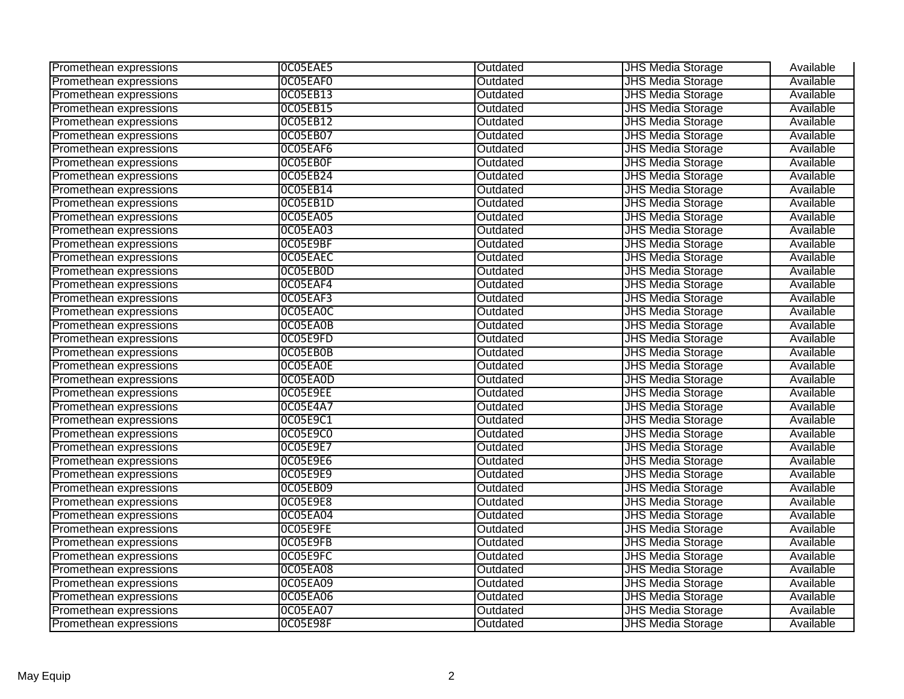| | | | | |
|---|---|---|---|---|
| Promethean expressions | 0C05EAE5 | Outdated | JHS Media Storage | Available |
| Promethean expressions | 0C05EAF0 | Outdated | JHS Media Storage | Available |
| Promethean expressions | 0C05EB13 | Outdated | JHS Media Storage | Available |
| Promethean expressions | 0C05EB15 | Outdated | JHS Media Storage | Available |
| Promethean expressions | 0C05EB12 | Outdated | JHS Media Storage | Available |
| Promethean expressions | 0C05EB07 | Outdated | JHS Media Storage | Available |
| Promethean expressions | 0C05EAF6 | Outdated | JHS Media Storage | Available |
| Promethean expressions | 0C05EB0F | Outdated | JHS Media Storage | Available |
| Promethean expressions | 0C05EB24 | Outdated | JHS Media Storage | Available |
| Promethean expressions | 0C05EB14 | Outdated | JHS Media Storage | Available |
| Promethean expressions | 0C05EB1D | Outdated | JHS Media Storage | Available |
| Promethean expressions | 0C05EA05 | Outdated | JHS Media Storage | Available |
| Promethean expressions | 0C05EA03 | Outdated | JHS Media Storage | Available |
| Promethean expressions | 0C05E9BF | Outdated | JHS Media Storage | Available |
| Promethean expressions | 0C05EAEC | Outdated | JHS Media Storage | Available |
| Promethean expressions | 0C05EB0D | Outdated | JHS Media Storage | Available |
| Promethean expressions | 0C05EAF4 | Outdated | JHS Media Storage | Available |
| Promethean expressions | 0C05EAF3 | Outdated | JHS Media Storage | Available |
| Promethean expressions | 0C05EA0C | Outdated | JHS Media Storage | Available |
| Promethean expressions | 0C05EA0B | Outdated | JHS Media Storage | Available |
| Promethean expressions | 0C05E9FD | Outdated | JHS Media Storage | Available |
| Promethean expressions | 0C05EB0B | Outdated | JHS Media Storage | Available |
| Promethean expressions | 0C05EA0E | Outdated | JHS Media Storage | Available |
| Promethean expressions | 0C05EA0D | Outdated | JHS Media Storage | Available |
| Promethean expressions | 0C05E9EE | Outdated | JHS Media Storage | Available |
| Promethean expressions | 0C05E4A7 | Outdated | JHS Media Storage | Available |
| Promethean expressions | 0C05E9C1 | Outdated | JHS Media Storage | Available |
| Promethean expressions | 0C05E9C0 | Outdated | JHS Media Storage | Available |
| Promethean expressions | 0C05E9E7 | Outdated | JHS Media Storage | Available |
| Promethean expressions | 0C05E9E6 | Outdated | JHS Media Storage | Available |
| Promethean expressions | 0C05E9E9 | Outdated | JHS Media Storage | Available |
| Promethean expressions | 0C05EB09 | Outdated | JHS Media Storage | Available |
| Promethean expressions | 0C05E9E8 | Outdated | JHS Media Storage | Available |
| Promethean expressions | 0C05EA04 | Outdated | JHS Media Storage | Available |
| Promethean expressions | 0C05E9FE | Outdated | JHS Media Storage | Available |
| Promethean expressions | 0C05E9FB | Outdated | JHS Media Storage | Available |
| Promethean expressions | 0C05E9FC | Outdated | JHS Media Storage | Available |
| Promethean expressions | 0C05EA08 | Outdated | JHS Media Storage | Available |
| Promethean expressions | 0C05EA09 | Outdated | JHS Media Storage | Available |
| Promethean expressions | 0C05EA06 | Outdated | JHS Media Storage | Available |
| Promethean expressions | 0C05EA07 | Outdated | JHS Media Storage | Available |
| Promethean expressions | 0C05E98F | Outdated | JHS Media Storage | Available |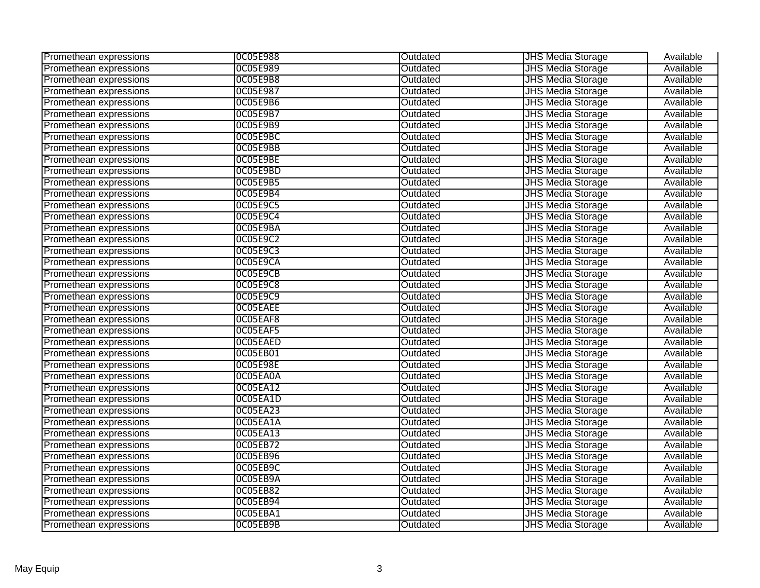| | | | | |
|---|---|---|---|---|
| Promethean expressions | 0C05E988 | Outdated | JHS Media Storage | Available |
| Promethean expressions | 0C05E989 | Outdated | JHS Media Storage | Available |
| Promethean expressions | 0C05E9B8 | Outdated | JHS Media Storage | Available |
| Promethean expressions | 0C05E987 | Outdated | JHS Media Storage | Available |
| Promethean expressions | 0C05E9B6 | Outdated | JHS Media Storage | Available |
| Promethean expressions | 0C05E9B7 | Outdated | JHS Media Storage | Available |
| Promethean expressions | 0C05E9B9 | Outdated | JHS Media Storage | Available |
| Promethean expressions | 0C05E9BC | Outdated | JHS Media Storage | Available |
| Promethean expressions | 0C05E9BB | Outdated | JHS Media Storage | Available |
| Promethean expressions | 0C05E9BE | Outdated | JHS Media Storage | Available |
| Promethean expressions | 0C05E9BD | Outdated | JHS Media Storage | Available |
| Promethean expressions | 0C05E9B5 | Outdated | JHS Media Storage | Available |
| Promethean expressions | 0C05E9B4 | Outdated | JHS Media Storage | Available |
| Promethean expressions | 0C05E9C5 | Outdated | JHS Media Storage | Available |
| Promethean expressions | 0C05E9C4 | Outdated | JHS Media Storage | Available |
| Promethean expressions | 0C05E9BA | Outdated | JHS Media Storage | Available |
| Promethean expressions | 0C05E9C2 | Outdated | JHS Media Storage | Available |
| Promethean expressions | 0C05E9C3 | Outdated | JHS Media Storage | Available |
| Promethean expressions | 0C05E9CA | Outdated | JHS Media Storage | Available |
| Promethean expressions | 0C05E9CB | Outdated | JHS Media Storage | Available |
| Promethean expressions | 0C05E9C8 | Outdated | JHS Media Storage | Available |
| Promethean expressions | 0C05E9C9 | Outdated | JHS Media Storage | Available |
| Promethean expressions | 0C05EAEE | Outdated | JHS Media Storage | Available |
| Promethean expressions | 0C05EAF8 | Outdated | JHS Media Storage | Available |
| Promethean expressions | 0C05EAF5 | Outdated | JHS Media Storage | Available |
| Promethean expressions | 0C05EAED | Outdated | JHS Media Storage | Available |
| Promethean expressions | 0C05EB01 | Outdated | JHS Media Storage | Available |
| Promethean expressions | 0C05E98E | Outdated | JHS Media Storage | Available |
| Promethean expressions | 0C05EA0A | Outdated | JHS Media Storage | Available |
| Promethean expressions | 0C05EA12 | Outdated | JHS Media Storage | Available |
| Promethean expressions | 0C05EA1D | Outdated | JHS Media Storage | Available |
| Promethean expressions | 0C05EA23 | Outdated | JHS Media Storage | Available |
| Promethean expressions | 0C05EA1A | Outdated | JHS Media Storage | Available |
| Promethean expressions | 0C05EA13 | Outdated | JHS Media Storage | Available |
| Promethean expressions | 0C05EB72 | Outdated | JHS Media Storage | Available |
| Promethean expressions | 0C05EB96 | Outdated | JHS Media Storage | Available |
| Promethean expressions | 0C05EB9C | Outdated | JHS Media Storage | Available |
| Promethean expressions | 0C05EB9A | Outdated | JHS Media Storage | Available |
| Promethean expressions | 0C05EB82 | Outdated | JHS Media Storage | Available |
| Promethean expressions | 0C05EB94 | Outdated | JHS Media Storage | Available |
| Promethean expressions | 0C05EBA1 | Outdated | JHS Media Storage | Available |
| Promethean expressions | 0C05EB9B | Outdated | JHS Media Storage | Available |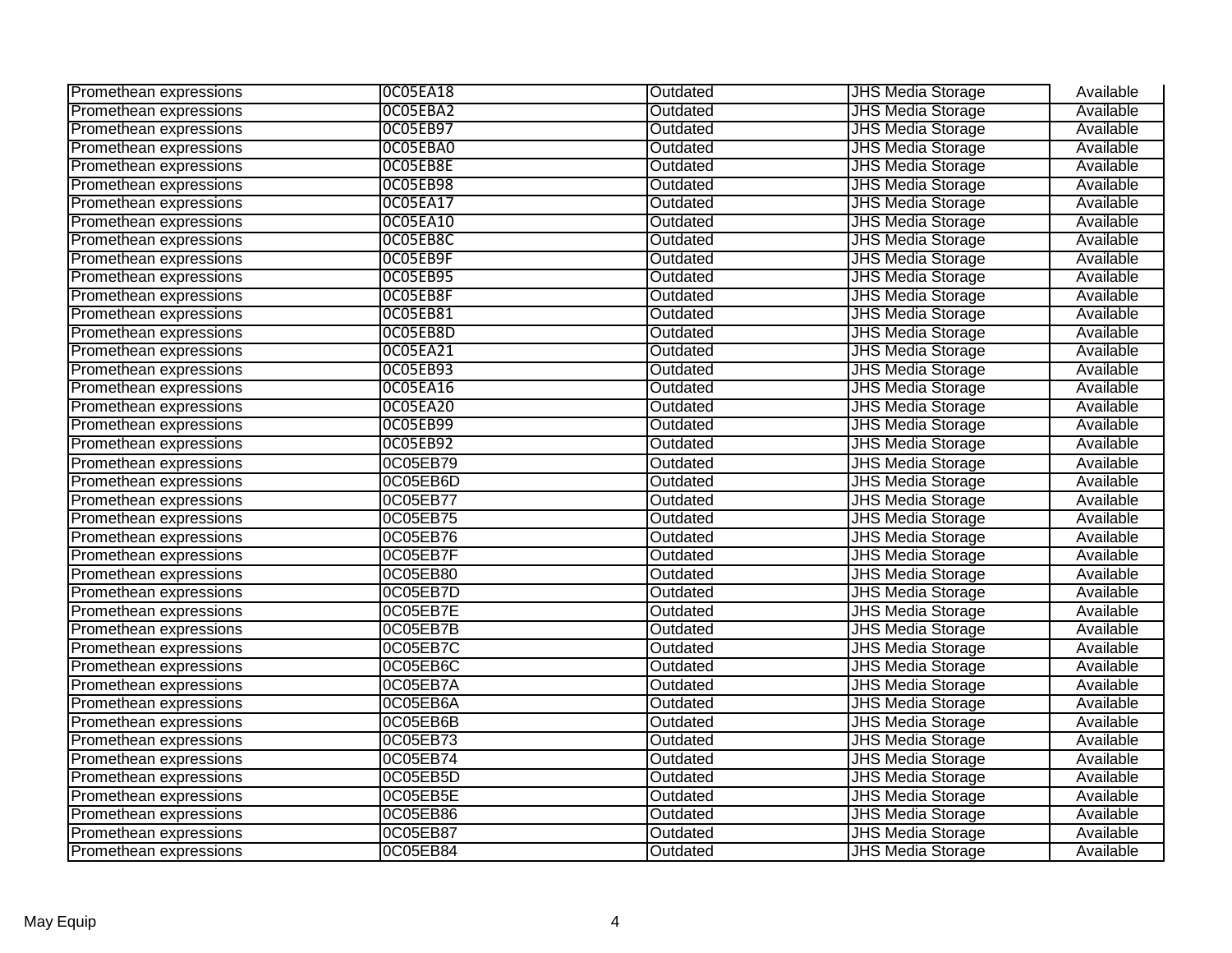| | | | | |
|---|---|---|---|---|
| Promethean expressions | 0C05EA18 | Outdated | JHS Media Storage | Available |
| Promethean expressions | 0C05EBA2 | Outdated | JHS Media Storage | Available |
| Promethean expressions | 0C05EB97 | Outdated | JHS Media Storage | Available |
| Promethean expressions | 0C05EBA0 | Outdated | JHS Media Storage | Available |
| Promethean expressions | 0C05EB8E | Outdated | JHS Media Storage | Available |
| Promethean expressions | 0C05EB98 | Outdated | JHS Media Storage | Available |
| Promethean expressions | 0C05EA17 | Outdated | JHS Media Storage | Available |
| Promethean expressions | 0C05EA10 | Outdated | JHS Media Storage | Available |
| Promethean expressions | 0C05EB8C | Outdated | JHS Media Storage | Available |
| Promethean expressions | 0C05EB9F | Outdated | JHS Media Storage | Available |
| Promethean expressions | 0C05EB95 | Outdated | JHS Media Storage | Available |
| Promethean expressions | 0C05EB8F | Outdated | JHS Media Storage | Available |
| Promethean expressions | 0C05EB81 | Outdated | JHS Media Storage | Available |
| Promethean expressions | 0C05EB8D | Outdated | JHS Media Storage | Available |
| Promethean expressions | 0C05EA21 | Outdated | JHS Media Storage | Available |
| Promethean expressions | 0C05EB93 | Outdated | JHS Media Storage | Available |
| Promethean expressions | 0C05EA16 | Outdated | JHS Media Storage | Available |
| Promethean expressions | 0C05EA20 | Outdated | JHS Media Storage | Available |
| Promethean expressions | 0C05EB99 | Outdated | JHS Media Storage | Available |
| Promethean expressions | 0C05EB92 | Outdated | JHS Media Storage | Available |
| Promethean expressions | 0C05EB79 | Outdated | JHS Media Storage | Available |
| Promethean expressions | 0C05EB6D | Outdated | JHS Media Storage | Available |
| Promethean expressions | 0C05EB77 | Outdated | JHS Media Storage | Available |
| Promethean expressions | 0C05EB75 | Outdated | JHS Media Storage | Available |
| Promethean expressions | 0C05EB76 | Outdated | JHS Media Storage | Available |
| Promethean expressions | 0C05EB7F | Outdated | JHS Media Storage | Available |
| Promethean expressions | 0C05EB80 | Outdated | JHS Media Storage | Available |
| Promethean expressions | 0C05EB7D | Outdated | JHS Media Storage | Available |
| Promethean expressions | 0C05EB7E | Outdated | JHS Media Storage | Available |
| Promethean expressions | 0C05EB7B | Outdated | JHS Media Storage | Available |
| Promethean expressions | 0C05EB7C | Outdated | JHS Media Storage | Available |
| Promethean expressions | 0C05EB6C | Outdated | JHS Media Storage | Available |
| Promethean expressions | 0C05EB7A | Outdated | JHS Media Storage | Available |
| Promethean expressions | 0C05EB6A | Outdated | JHS Media Storage | Available |
| Promethean expressions | 0C05EB6B | Outdated | JHS Media Storage | Available |
| Promethean expressions | 0C05EB73 | Outdated | JHS Media Storage | Available |
| Promethean expressions | 0C05EB74 | Outdated | JHS Media Storage | Available |
| Promethean expressions | 0C05EB5D | Outdated | JHS Media Storage | Available |
| Promethean expressions | 0C05EB5E | Outdated | JHS Media Storage | Available |
| Promethean expressions | 0C05EB86 | Outdated | JHS Media Storage | Available |
| Promethean expressions | 0C05EB87 | Outdated | JHS Media Storage | Available |
| Promethean expressions | 0C05EB84 | Outdated | JHS Media Storage | Available |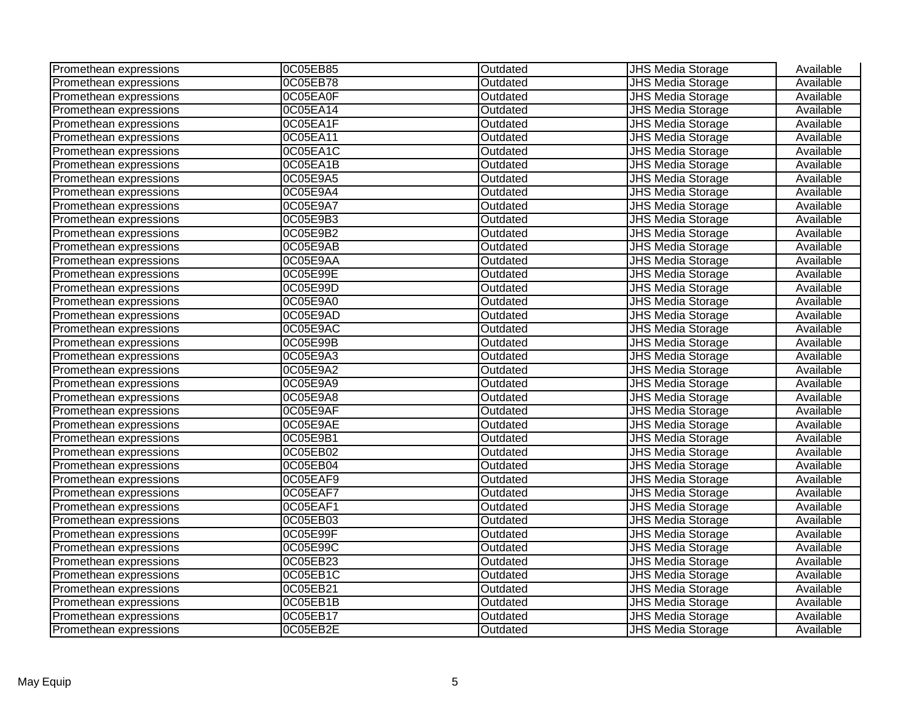| | | | | |
|---|---|---|---|---|
| Promethean expressions | 0C05EB85 | Outdated | JHS Media Storage | Available |
| Promethean expressions | 0C05EB78 | Outdated | JHS Media Storage | Available |
| Promethean expressions | 0C05EA0F | Outdated | JHS Media Storage | Available |
| Promethean expressions | 0C05EA14 | Outdated | JHS Media Storage | Available |
| Promethean expressions | 0C05EA1F | Outdated | JHS Media Storage | Available |
| Promethean expressions | 0C05EA11 | Outdated | JHS Media Storage | Available |
| Promethean expressions | 0C05EA1C | Outdated | JHS Media Storage | Available |
| Promethean expressions | 0C05EA1B | Outdated | JHS Media Storage | Available |
| Promethean expressions | 0C05E9A5 | Outdated | JHS Media Storage | Available |
| Promethean expressions | 0C05E9A4 | Outdated | JHS Media Storage | Available |
| Promethean expressions | 0C05E9A7 | Outdated | JHS Media Storage | Available |
| Promethean expressions | 0C05E9B3 | Outdated | JHS Media Storage | Available |
| Promethean expressions | 0C05E9B2 | Outdated | JHS Media Storage | Available |
| Promethean expressions | 0C05E9AB | Outdated | JHS Media Storage | Available |
| Promethean expressions | 0C05E9AA | Outdated | JHS Media Storage | Available |
| Promethean expressions | 0C05E99E | Outdated | JHS Media Storage | Available |
| Promethean expressions | 0C05E99D | Outdated | JHS Media Storage | Available |
| Promethean expressions | 0C05E9A0 | Outdated | JHS Media Storage | Available |
| Promethean expressions | 0C05E9AD | Outdated | JHS Media Storage | Available |
| Promethean expressions | 0C05E9AC | Outdated | JHS Media Storage | Available |
| Promethean expressions | 0C05E99B | Outdated | JHS Media Storage | Available |
| Promethean expressions | 0C05E9A3 | Outdated | JHS Media Storage | Available |
| Promethean expressions | 0C05E9A2 | Outdated | JHS Media Storage | Available |
| Promethean expressions | 0C05E9A9 | Outdated | JHS Media Storage | Available |
| Promethean expressions | 0C05E9A8 | Outdated | JHS Media Storage | Available |
| Promethean expressions | 0C05E9AF | Outdated | JHS Media Storage | Available |
| Promethean expressions | 0C05E9AE | Outdated | JHS Media Storage | Available |
| Promethean expressions | 0C05E9B1 | Outdated | JHS Media Storage | Available |
| Promethean expressions | 0C05EB02 | Outdated | JHS Media Storage | Available |
| Promethean expressions | 0C05EB04 | Outdated | JHS Media Storage | Available |
| Promethean expressions | 0C05EAF9 | Outdated | JHS Media Storage | Available |
| Promethean expressions | 0C05EAF7 | Outdated | JHS Media Storage | Available |
| Promethean expressions | 0C05EAF1 | Outdated | JHS Media Storage | Available |
| Promethean expressions | 0C05EB03 | Outdated | JHS Media Storage | Available |
| Promethean expressions | 0C05E99F | Outdated | JHS Media Storage | Available |
| Promethean expressions | 0C05E99C | Outdated | JHS Media Storage | Available |
| Promethean expressions | 0C05EB23 | Outdated | JHS Media Storage | Available |
| Promethean expressions | 0C05EB1C | Outdated | JHS Media Storage | Available |
| Promethean expressions | 0C05EB21 | Outdated | JHS Media Storage | Available |
| Promethean expressions | 0C05EB1B | Outdated | JHS Media Storage | Available |
| Promethean expressions | 0C05EB17 | Outdated | JHS Media Storage | Available |
| Promethean expressions | 0C05EB2E | Outdated | JHS Media Storage | Available |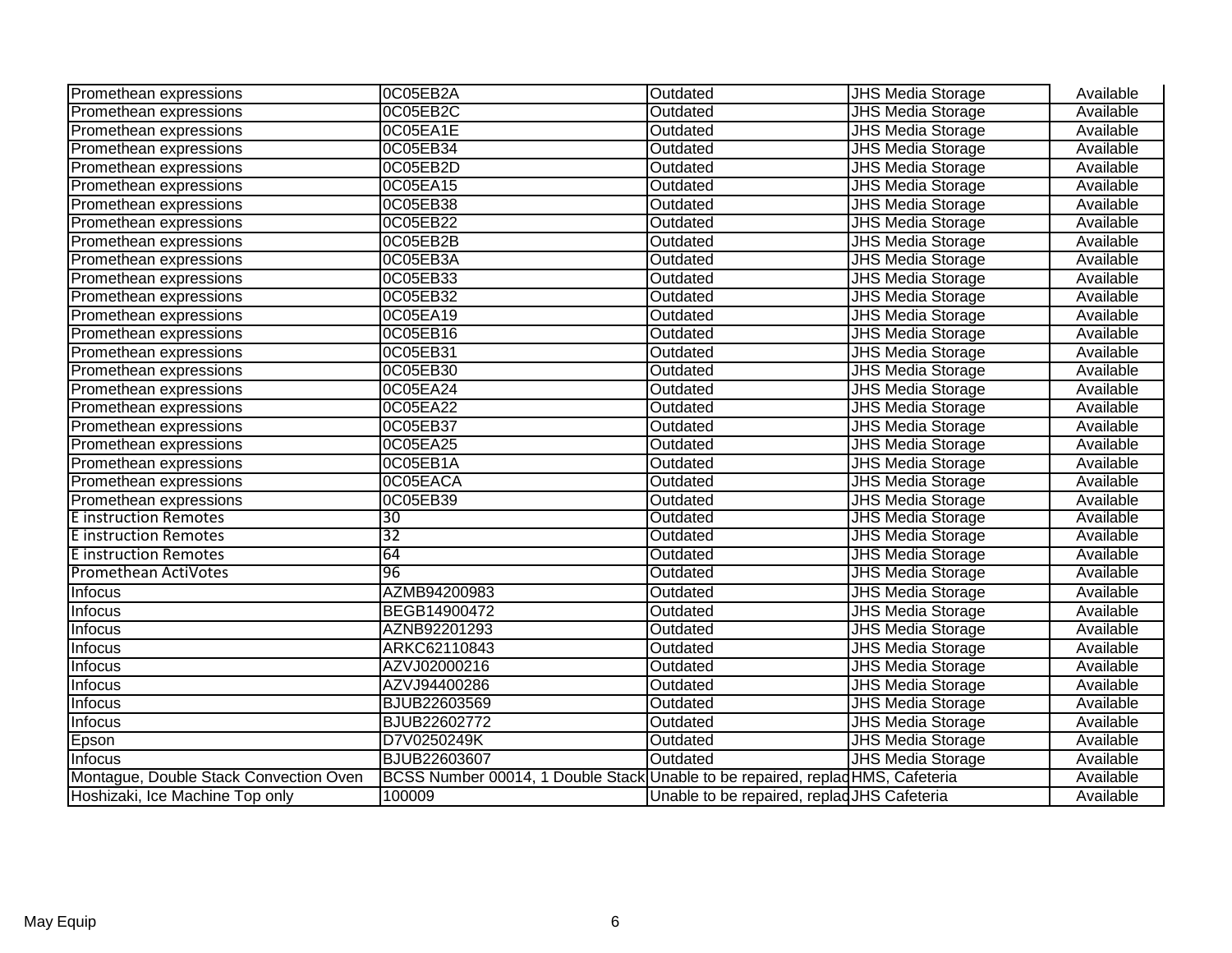| | | | | |
|---|---|---|---|---|
| Promethean expressions | 0C05EB2A | Outdated | JHS Media Storage | Available |
| Promethean expressions | 0C05EB2C | Outdated | JHS Media Storage | Available |
| Promethean expressions | 0C05EA1E | Outdated | JHS Media Storage | Available |
| Promethean expressions | 0C05EB34 | Outdated | JHS Media Storage | Available |
| Promethean expressions | 0C05EB2D | Outdated | JHS Media Storage | Available |
| Promethean expressions | 0C05EA15 | Outdated | JHS Media Storage | Available |
| Promethean expressions | 0C05EB38 | Outdated | JHS Media Storage | Available |
| Promethean expressions | 0C05EB22 | Outdated | JHS Media Storage | Available |
| Promethean expressions | 0C05EB2B | Outdated | JHS Media Storage | Available |
| Promethean expressions | 0C05EB3A | Outdated | JHS Media Storage | Available |
| Promethean expressions | 0C05EB33 | Outdated | JHS Media Storage | Available |
| Promethean expressions | 0C05EB32 | Outdated | JHS Media Storage | Available |
| Promethean expressions | 0C05EA19 | Outdated | JHS Media Storage | Available |
| Promethean expressions | 0C05EB16 | Outdated | JHS Media Storage | Available |
| Promethean expressions | 0C05EB31 | Outdated | JHS Media Storage | Available |
| Promethean expressions | 0C05EB30 | Outdated | JHS Media Storage | Available |
| Promethean expressions | 0C05EA24 | Outdated | JHS Media Storage | Available |
| Promethean expressions | 0C05EA22 | Outdated | JHS Media Storage | Available |
| Promethean expressions | 0C05EB37 | Outdated | JHS Media Storage | Available |
| Promethean expressions | 0C05EA25 | Outdated | JHS Media Storage | Available |
| Promethean expressions | 0C05EB1A | Outdated | JHS Media Storage | Available |
| Promethean expressions | 0C05EACA | Outdated | JHS Media Storage | Available |
| Promethean expressions | 0C05EB39 | Outdated | JHS Media Storage | Available |
| E instruction Remotes | 30 | Outdated | JHS Media Storage | Available |
| E instruction Remotes | 32 | Outdated | JHS Media Storage | Available |
| E instruction Remotes | 64 | Outdated | JHS Media Storage | Available |
| Promethean ActiVotes | 96 | Outdated | JHS Media Storage | Available |
| Infocus | AZMB94200983 | Outdated | JHS Media Storage | Available |
| Infocus | BEGB14900472 | Outdated | JHS Media Storage | Available |
| Infocus | AZNB92201293 | Outdated | JHS Media Storage | Available |
| Infocus | ARKC62110843 | Outdated | JHS Media Storage | Available |
| Infocus | AZVJ02000216 | Outdated | JHS Media Storage | Available |
| Infocus | AZVJ94400286 | Outdated | JHS Media Storage | Available |
| Infocus | BJUB22603569 | Outdated | JHS Media Storage | Available |
| Infocus | BJUB22602772 | Outdated | JHS Media Storage | Available |
| Epson | D7V0250249K | Outdated | JHS Media Storage | Available |
| Infocus | BJUB22603607 | Outdated | JHS Media Storage | Available |
| Montague, Double Stack Convection Oven | BCSS Number 00014, 1 Double Stack | Unable to be repaired, replac | HMS, Cafeteria | Available |
| Hoshizaki, Ice Machine Top only | 100009 | Unable to be repaired, replac | JHS Cafeteria | Available |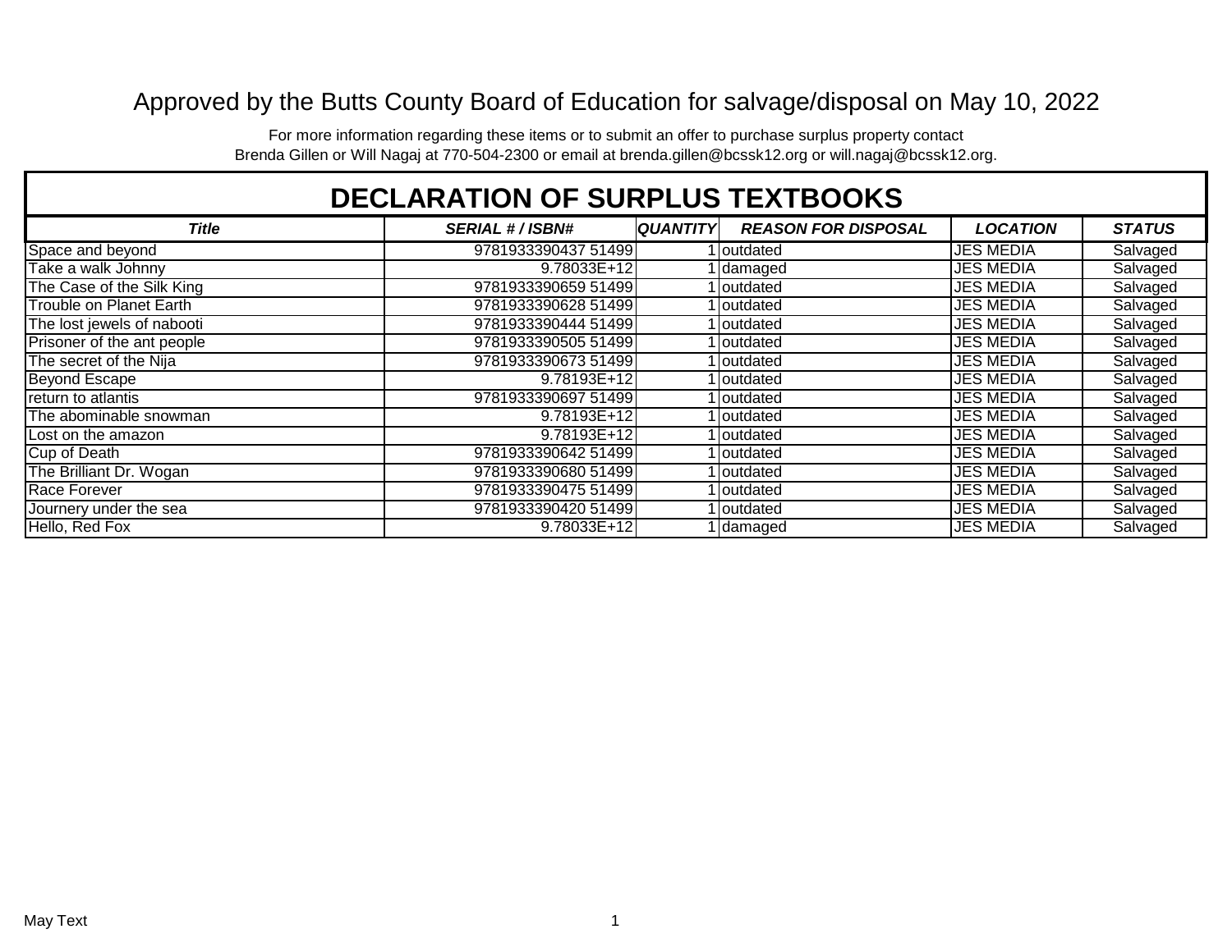# Approved by the Butts County Board of Education for salvage/disposal on May 10, 2022

For more information regarding these items or to submit an offer to purchase surplus property contact
Brenda Gillen or Will Nagaj at 770-504-2300 or email at brenda.gillen@bcssk12.org or will.nagaj@bcssk12.org.

## DECLARATION OF SURPLUS TEXTBOOKS

| *Title* | *SERIAL # / ISBN#* | *QUANTITY* | *REASON FOR DISPOSAL* | *LOCATION* | *STATUS* |
|---|---|---|---|---|---|
| Space and beyond | 9781933390437 51499 | 1 | outdated | JES MEDIA | Salvaged |
| Take a walk Johnny | 9.78033E+12 | 1 | damaged | JES MEDIA | Salvaged |
| The Case of the Silk King | 9781933390659 51499 | 1 | outdated | JES MEDIA | Salvaged |
| Trouble on Planet Earth | 9781933390628 51499 | 1 | outdated | JES MEDIA | Salvaged |
| The lost jewels of nabooti | 9781933390444 51499 | 1 | outdated | JES MEDIA | Salvaged |
| Prisoner of the ant people | 9781933390505 51499 | 1 | outdated | JES MEDIA | Salvaged |
| The secret of the Nija | 9781933390673 51499 | 1 | outdated | JES MEDIA | Salvaged |
| Beyond Escape | 9.78193E+12 | 1 | outdated | JES MEDIA | Salvaged |
| return to atlantis | 9781933390697 51499 | 1 | outdated | JES MEDIA | Salvaged |
| The abominable snowman | 9.78193E+12 | 1 | outdated | JES MEDIA | Salvaged |
| Lost on the amazon | 9.78193E+12 | 1 | outdated | JES MEDIA | Salvaged |
| Cup of Death | 9781933390642 51499 | 1 | outdated | JES MEDIA | Salvaged |
| The Brilliant Dr. Wogan | 9781933390680 51499 | 1 | outdated | JES MEDIA | Salvaged |
| Race Forever | 9781933390475 51499 | 1 | outdated | JES MEDIA | Salvaged |
| Journery under the sea | 9781933390420 51499 | 1 | outdated | JES MEDIA | Salvaged |
| Hello, Red Fox | 9.78033E+12 | 1 | damaged | JES MEDIA | Salvaged |

May Text